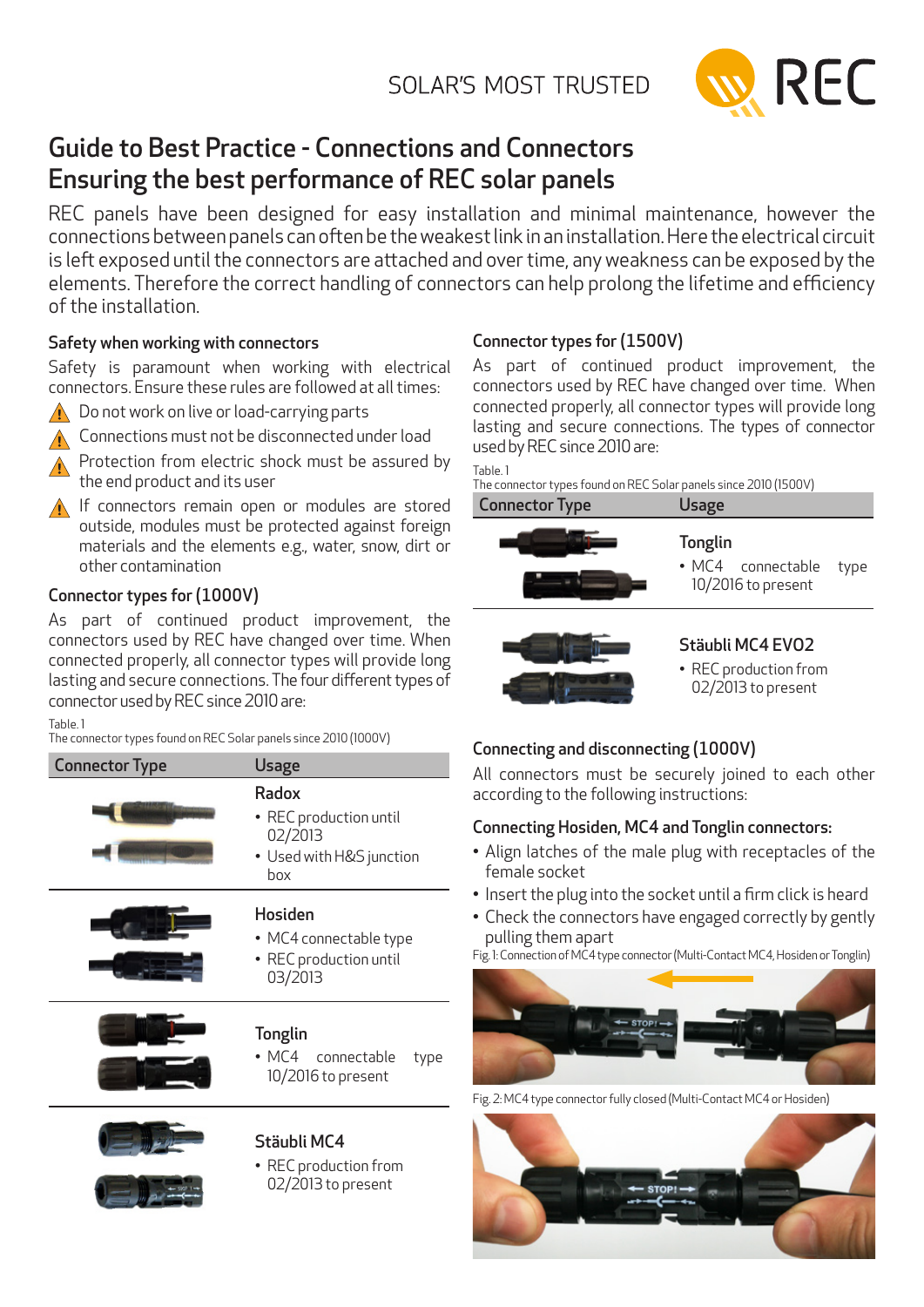# Guide to Best Practice - Connections and Connectors
# Ensuring the best performance of REC solar panels

REC panels have been designed for easy installation and minimal maintenance, however the connections between panels can often be the weakest link in an installation. Here the electrical circuit is left exposed until the connectors are attached and over time, any weakness can be exposed by the elements. Therefore the correct handling of connectors can help prolong the lifetime and efficiency of the installation.

## Safety when working with connectors

Safety is paramount when working with electrical connectors. Ensure these rules are followed at all times:

- Do not work on live or load-carrying parts
- Connections must not be disconnected under load
- Protection from electric shock must be assured by the end product and its user
- If connectors remain open or modules are stored outside, modules must be protected against foreign materials and the elements e.g., water, snow, dirt or other contamination

## Connector types for (1000V)

As part of continued product improvement, the connectors used by REC have changed over time. When connected properly, all connector types will provide long lasting and secure connections. The four different types of connector used by REC since 2010 are:

Table. 1
The connector types found on REC Solar panels since 2010 (1000V)

| Connector Type | Usage |
|---|---|
| | **Radox**<br>• REC production until 02/2013<br>• Used with H&S junction box |
| | **Hosiden**<br>• MC4 connectable type<br>• REC production until 03/2013 |
| | **Tonglin**<br>• MC4 connectable type 10/2016 to present |
| | **Stäubli MC4**<br>• REC production from 02/2013 to present |

## Connector types for (1500V)

As part of continued product improvement, the connectors used by REC have changed over time. When connected properly, all connector types will provide long lasting and secure connections. The types of connector used by REC since 2010 are:

Table. 1
The connector types found on REC Solar panels since 2010 (1500V)

| Connector Type | Usage |
|---|---|
| | **Tonglin**<br>• MC4 connectable type 10/2016 to present |
| | **Stäubli MC4 EVO2**<br>• REC production from 02/2013 to present |

## Connecting and disconnecting (1000V)

All connectors must be securely joined to each other according to the following instructions:

### Connecting Hosiden, MC4 and Tonglin connectors:

- Align latches of the male plug with receptacles of the female socket
- Insert the plug into the socket until a firm click is heard
- Check the connectors have engaged correctly by gently pulling them apart

Fig. 1: Connection of MC4 type connector (Multi-Contact MC4, Hosiden or Tonglin)

Fig. 2: MC4 type connector fully closed (Multi-Contact MC4 or Hosiden)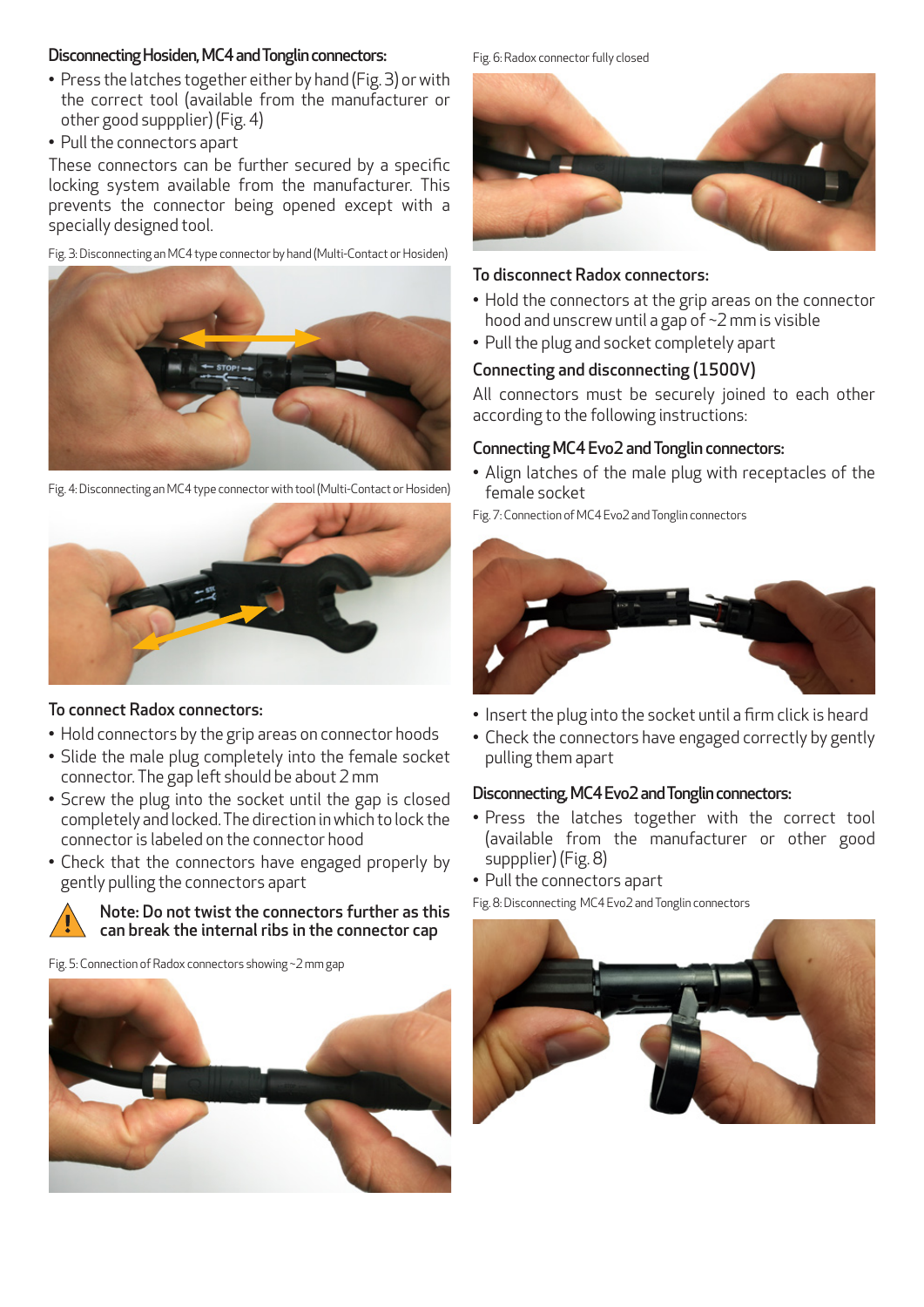### Disconnecting Hosiden, MC4 and Tonglin connectors:

- Press the latches together either by hand (Fig. 3) or with the correct tool (available from the manufacturer or other good suppplier) (Fig. 4)
- Pull the connectors apart

These connectors can be further secured by a specific locking system available from the manufacturer. This prevents the connector being opened except with a specially designed tool.

Fig. 3: Disconnecting an MC4 type connector by hand (Multi-Contact or Hosiden)

Fig. 4: Disconnecting an MC4 type connector with tool (Multi-Contact or Hosiden)

### To connect Radox connectors:

- Hold connectors by the grip areas on connector hoods
- Slide the male plug completely into the female socket connector. The gap left should be about 2 mm
- Screw the plug into the socket until the gap is closed completely and locked. The direction in which to lock the connector is labeled on the connector hood
- Check that the connectors have engaged properly by gently pulling the connectors apart

**Note: Do not twist the connectors further as this can break the internal ribs in the connector cap**

Fig. 5: Connection of Radox connectors showing ~2 mm gap

Fig. 6: Radox connector fully closed

### To disconnect Radox connectors:

- Hold the connectors at the grip areas on the connector hood and unscrew until a gap of ~2 mm is visible
- Pull the plug and socket completely apart

### Connecting and disconnecting (1500V)

All connectors must be securely joined to each other according to the following instructions:

### Connecting MC4 Evo2 and Tonglin connectors:

- Align latches of the male plug with receptacles of the female socket

Fig. 7: Connection of MC4 Evo2 and Tonglin connectors

- Insert the plug into the socket until a firm click is heard
- Check the connectors have engaged correctly by gently pulling them apart

### Disconnecting, MC4 Evo2 and Tonglin connectors:

- Press the latches together with the correct tool (available from the manufacturer or other good suppplier) (Fig. 8)
- Pull the connectors apart

Fig. 8: Disconnecting MC4 Evo2 and Tonglin connectors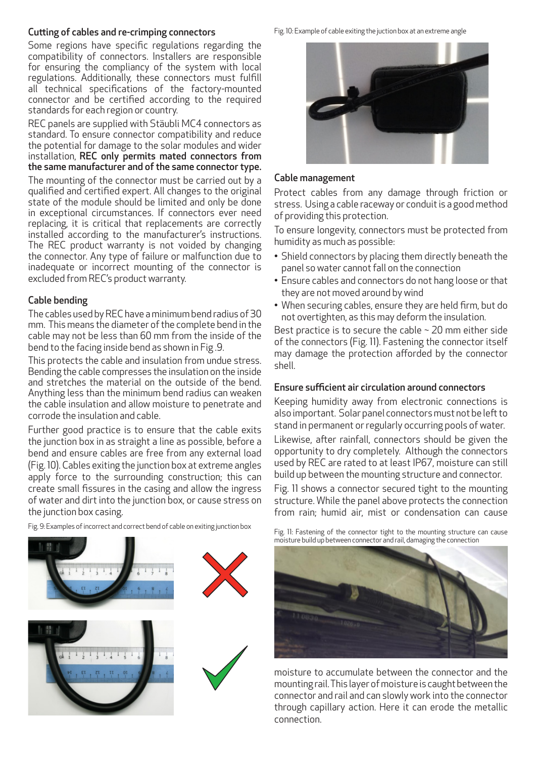## Cutting of cables and re-crimping connectors

Some regions have specific regulations regarding the compatibility of connectors. Installers are responsible for ensuring the compliancy of the system with local regulations. Additionally, these connectors must fulfill all technical specifications of the factory-mounted connector and be certified according to the required standards for each region or country.

REC panels are supplied with Stäubli MC4 connectors as standard. To ensure connector compatibility and reduce the potential for damage to the solar modules and wider installation, **REC only permits mated connectors from the same manufacturer and of the same connector type.**

The mounting of the connector must be carried out by a qualified and certified expert. All changes to the original state of the module should be limited and only be done in exceptional circumstances. If connectors ever need replacing, it is critical that replacements are correctly installed according to the manufacturer's instructions. The REC product warranty is not voided by changing the connector. Any type of failure or malfunction due to inadequate or incorrect mounting of the connector is excluded from REC's product warranty.

## Cable bending

The cables used by REC have a minimum bend radius of 30 mm. This means the diameter of the complete bend in the cable may not be less than 60 mm from the inside of the bend to the facing inside bend as shown in Fig .9.

This protects the cable and insulation from undue stress. Bending the cable compresses the insulation on the inside and stretches the material on the outside of the bend. Anything less than the minimum bend radius can weaken the cable insulation and allow moisture to penetrate and corrode the insulation and cable.

Further good practice is to ensure that the cable exits the junction box in as straight a line as possible, before a bend and ensure cables are free from any external load (Fig. 10). Cables exiting the junction box at extreme angles apply force to the surrounding construction; this can create small fissures in the casing and allow the ingress of water and dirt into the junction box, or cause stress on the junction box casing.

Fig. 9: Examples of incorrect and correct bend of cable on exiting junction box

Fig. 10: Example of cable exiting the jucti​on box at an extreme angle

## Cable management

Protect cables from any damage through friction or stress. Using a cable raceway or conduit is a good method of providing this protection.

To ensure longevity, connectors must be protected from humidity as much as possible:

- Shield connectors by placing them directly beneath the panel so water cannot fall on the connection
- Ensure cables and connectors do not hang loose or that they are not moved around by wind
- When securing cables, ensure they are held firm, but do not overtighten, as this may deform the insulation.

Best practice is to secure the cable ~ 20 mm either side of the connectors (Fig. 11). Fastening the connector itself may damage the protection afforded by the connector shell.

## Ensure sufficient air circulation around connectors

Keeping humidity away from electronic connections is also important. Solar panel connectors must not be left to stand in permanent or regularly occurring pools of water.

Likewise, after rainfall, connectors should be given the opportunity to dry completely. Although the connectors used by REC are rated to at least IP67, moisture can still build up between the mounting structure and connector.

Fig. 11 shows a connector secured tight to the mounting structure. While the panel above protects the connection from rain; humid air, mist or condensation can cause moisture to accumulate between the connector and the mounting rail. This layer of moisture is caught between the connector and rail and can slowly work into the connector through capillary action. Here it can erode the metallic connection.

Fig. 11: Fastening of the connector tight to the mounting structure can cause moisture build up between connector and rail, damaging the connection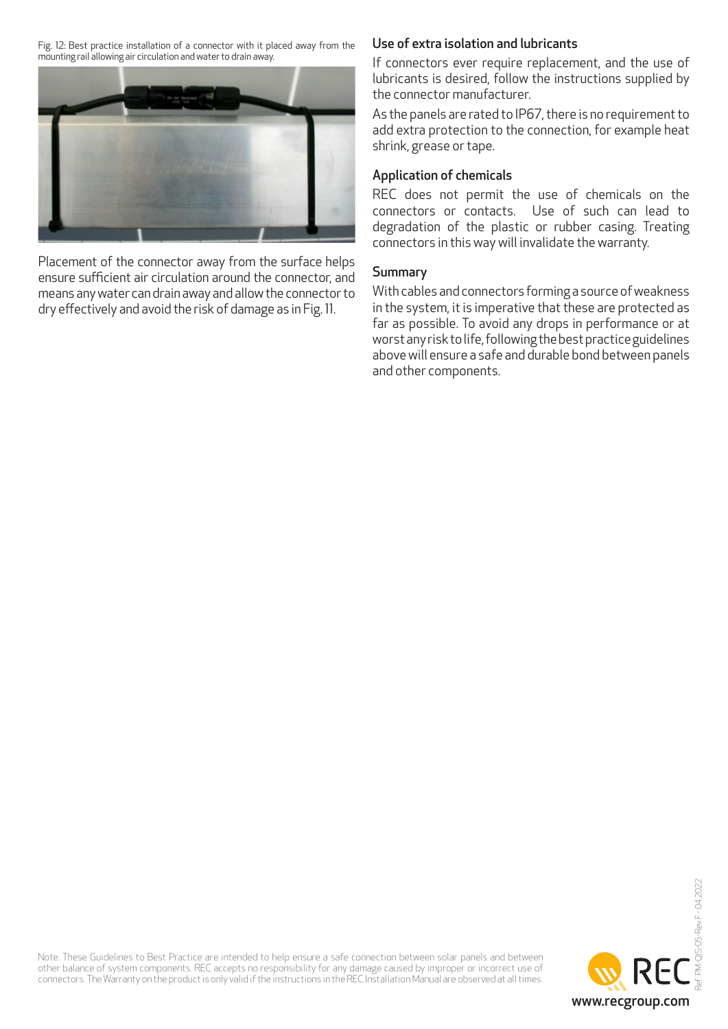Fig. 12: Best practice installation of a connector with it placed away from the mounting rail allowing air circulation and water to drain away.

Placement of the connector away from the surface helps ensure sufficient air circulation around the connector, and means any water can drain away and allow the connector to dry effectively and avoid the risk of damage as in Fig. 11.

### Use of extra isolation and lubricants

If connectors ever require replacement, and the use of lubricants is desired, follow the instructions supplied by the connector manufacturer.

As the panels are rated to IP67, there is no requirement to add extra protection to the connection, for example heat shrink, grease or tape.

### Application of chemicals

REC does not permit the use of chemicals on the connectors or contacts. Use of such can lead to degradation of the plastic or rubber casing. Treating connectors in this way will invalidate the warranty.

### Summary

With cables and connectors forming a source of weakness in the system, it is imperative that these are protected as far as possible. To avoid any drops in performance or at worst any risk to life, following the best practice guidelines above will ensure a safe and durable bond between panels and other components.

Note: These Guidelines to Best Practice are intended to help ensure a safe connection between solar panels and between other balance of system components. REC accepts no responsibility for any damage caused by improper or incorrect use of connectors. The Warranty on the product is only valid if the instructions in the REC Installation Manual are observed at all times.

Ref: PM-QS-05-Rev F - 04.2022

www.recgroup.com